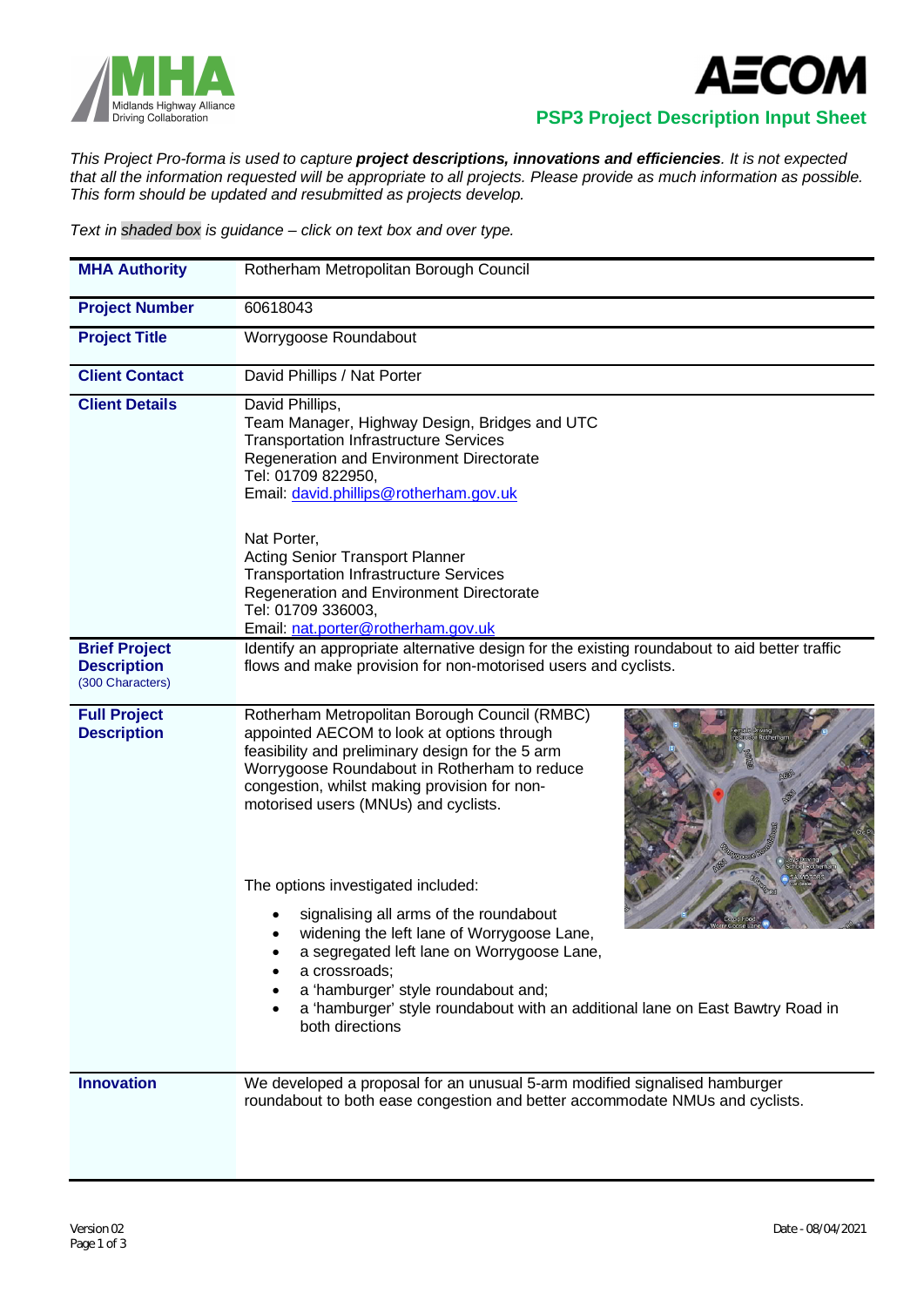**PSP3 Project Description Input Sheet**

*This Project Pro-forma is used to capture **project descriptions, innovations and efficiencies**. It is not expected that all the information requested will be appropriate to all projects. Please provide as much information as possible. This form should be updated and resubmitted as projects develop.*

*Text in shaded box is guidance – click on text box and over type.*

| | |
|---|---|
| **MHA Authority** | Rotherham Metropolitan Borough Council |
| **Project Number** | 60618043 |
| **Project Title** | Worrygoose Roundabout |
| **Client Contact** | David Phillips / Nat Porter |
| **Client Details** | David Phillips,<br>Team Manager, Highway Design, Bridges and UTC<br>Transportation Infrastructure Services<br>Regeneration and Environment Directorate<br>Tel: 01709 822950,<br>Email: david.phillips@rotherham.gov.uk<br><br>Nat Porter,<br>Acting Senior Transport Planner<br>Transportation Infrastructure Services<br>Regeneration and Environment Directorate<br>Tel: 01709 336003,<br>Email: nat.porter@rotherham.gov.uk |
| **Brief Project Description** (300 Characters) | Identify an appropriate alternative design for the existing roundabout to aid better traffic flows and make provision for non-motorised users and cyclists. |
| **Full Project Description** | Rotherham Metropolitan Borough Council (RMBC) appointed AECOM to look at options through feasibility and preliminary design for the 5 arm Worrygoose Roundabout in Rotherham to reduce congestion, whilst making provision for non-motorised users (MNUs) and cyclists.<br><br>The options investigated included:<br>• signalising all arms of the roundabout<br>• widening the left lane of Worrygoose Lane,<br>• a segregated left lane on Worrygoose Lane,<br>• a crossroads;<br>• a 'hamburger' style roundabout and;<br>• a 'hamburger' style roundabout with an additional lane on East Bawtry Road in both directions |
| **Innovation** | We developed a proposal for an unusual 5-arm modified signalised hamburger roundabout to both ease congestion and better accommodate NMUs and cyclists. |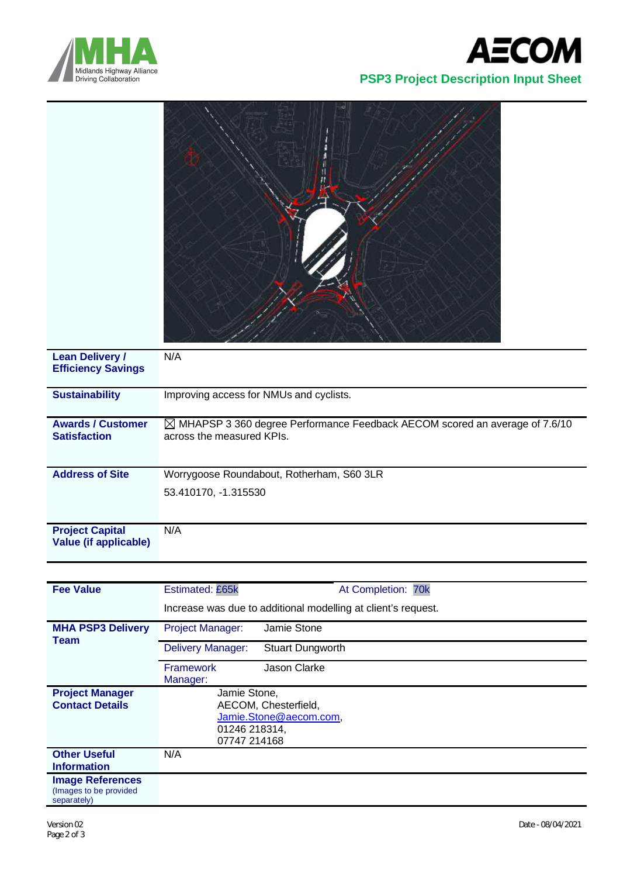## PSP3 Project Description Input Sheet

| | |
|---|---|
| **Lean Delivery / Efficiency Savings** | N/A |
| **Sustainability** | Improving access for NMUs and cyclists. |
| **Awards / Customer Satisfaction** | ☒ MHAPSP 3 360 degree Performance Feedback AECOM scored an average of 7.6/10 across the measured KPIs. |
| **Address of Site** | Worrygoose Roundabout, Rotherham, S60 3LR<br>53.410170, -1.315530 |
| **Project Capital Value (if applicable)** | N/A |

| | | |
|---|---|---|
| **Fee Value** | Estimated: £65k | At Completion: 70k |
| | Increase was due to additional modelling at client's request. | |
| **MHA PSP3 Delivery Team** | Project Manager: | Jamie Stone |
| | Delivery Manager: | Stuart Dungworth |
| | Framework Manager: | Jason Clarke |
| **Project Manager Contact Details** | Jamie Stone,<br>AECOM, Chesterfield,<br>Jamie.Stone@aecom.com,<br>01246 218314,<br>07747 214168 | |
| **Other Useful Information** | N/A | |
| **Image References** (Images to be provided separately) | | |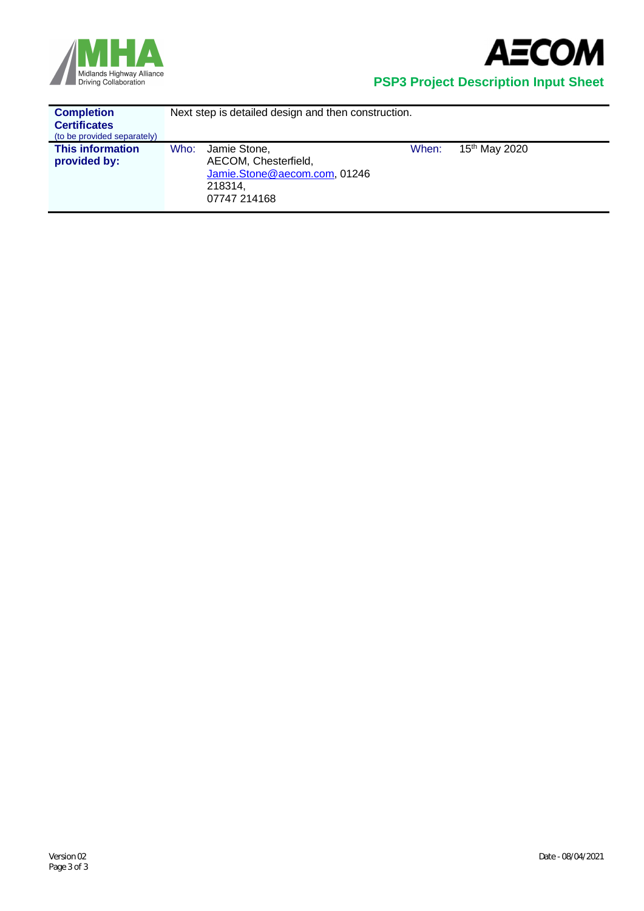| | | | | |
|---|---|---|---|---|
| **Completion Certificates** (to be provided separately) | Next step is detailed design and then construction. | | | |
| **This information provided by:** | Who: | Jamie Stone, AECOM, Chesterfield, Jamie.Stone@aecom.com, 01246 218314, 07747 214168 | When: | 15th May 2020 |